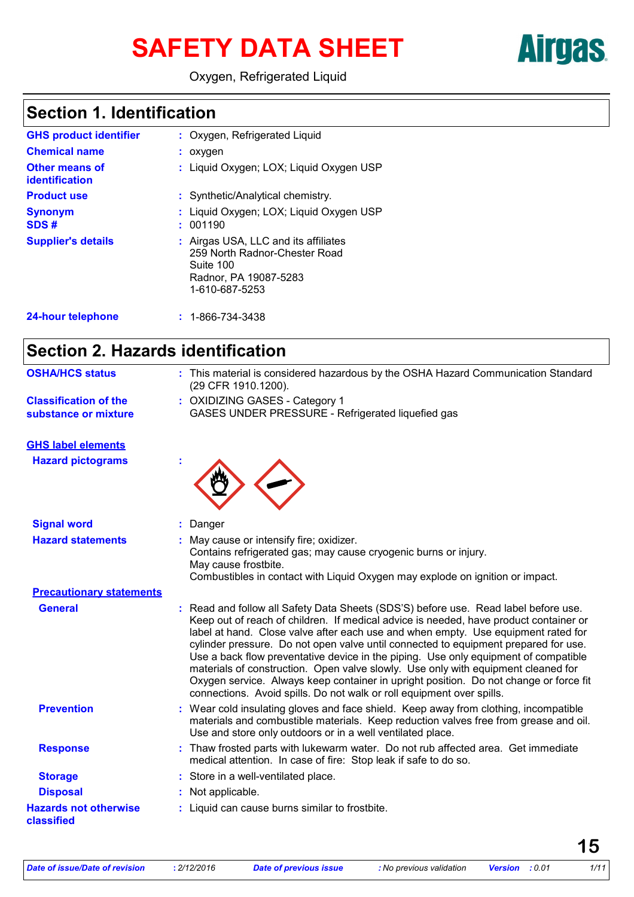# SAFETY DATA SHEET

Airgas

Oxygen, Refrigerated Liquid

## Section 1. Identification

| | |
|---|---|
| **GHS product identifier** | : Oxygen, Refrigerated Liquid |
| **Chemical name** | : oxygen |
| **Other means of identification** | : Liquid Oxygen; LOX; Liquid Oxygen USP |
| **Product use** | : Synthetic/Analytical chemistry. |
| **Synonym** | : Liquid Oxygen; LOX; Liquid Oxygen USP |
| **SDS #** | : 001190 |
| **Supplier's details** | : Airgas USA, LLC and its affiliates<br>259 North Radnor-Chester Road<br>Suite 100<br>Radnor, PA 19087-5283<br>1-610-687-5253 |
| **24-hour telephone** | : 1-866-734-3438 |

## Section 2. Hazards identification

| | |
|---|---|
| **OSHA/HCS status** | : This material is considered hazardous by the OSHA Hazard Communication Standard (29 CFR 1910.1200). |
| **Classification of the substance or mixture** | : OXIDIZING GASES - Category 1<br>GASES UNDER PRESSURE - Refrigerated liquefied gas |

**GHS label elements**

| | |
|---|---|
| **Hazard pictograms** | : |
| **Signal word** | : Danger |
| **Hazard statements** | : May cause or intensify fire; oxidizer.<br>Contains refrigerated gas; may cause cryogenic burns or injury.<br>May cause frostbite.<br>Combustibles in contact with Liquid Oxygen may explode on ignition or impact. |

**Precautionary statements**

| | |
|---|---|
| **General** | : Read and follow all Safety Data Sheets (SDS'S) before use. Read label before use. Keep out of reach of children. If medical advice is needed, have product container or label at hand. Close valve after each use and when empty. Use equipment rated for cylinder pressure. Do not open valve until connected to equipment prepared for use. Use a back flow preventative device in the piping. Use only equipment of compatible materials of construction. Open valve slowly. Use only with equipment cleaned for Oxygen service. Always keep container in upright position. Do not change or force fit connections. Avoid spills. Do not walk or roll equipment over spills. |
| **Prevention** | : Wear cold insulating gloves and face shield. Keep away from clothing, incompatible materials and combustible materials. Keep reduction valves free from grease and oil. Use and store only outdoors or in a well ventilated place. |
| **Response** | : Thaw frosted parts with lukewarm water. Do not rub affected area. Get immediate medical attention. In case of fire: Stop leak if safe to do so. |
| **Storage** | : Store in a well-ventilated place. |
| **Disposal** | : Not applicable. |
| **Hazards not otherwise classified** | : Liquid can cause burns similar to frostbite. |

15

| Date of issue/Date of revision | : 2/12/2016 | Date of previous issue | : No previous validation | Version | : 0.01 |
|---|---|---|---|---|---|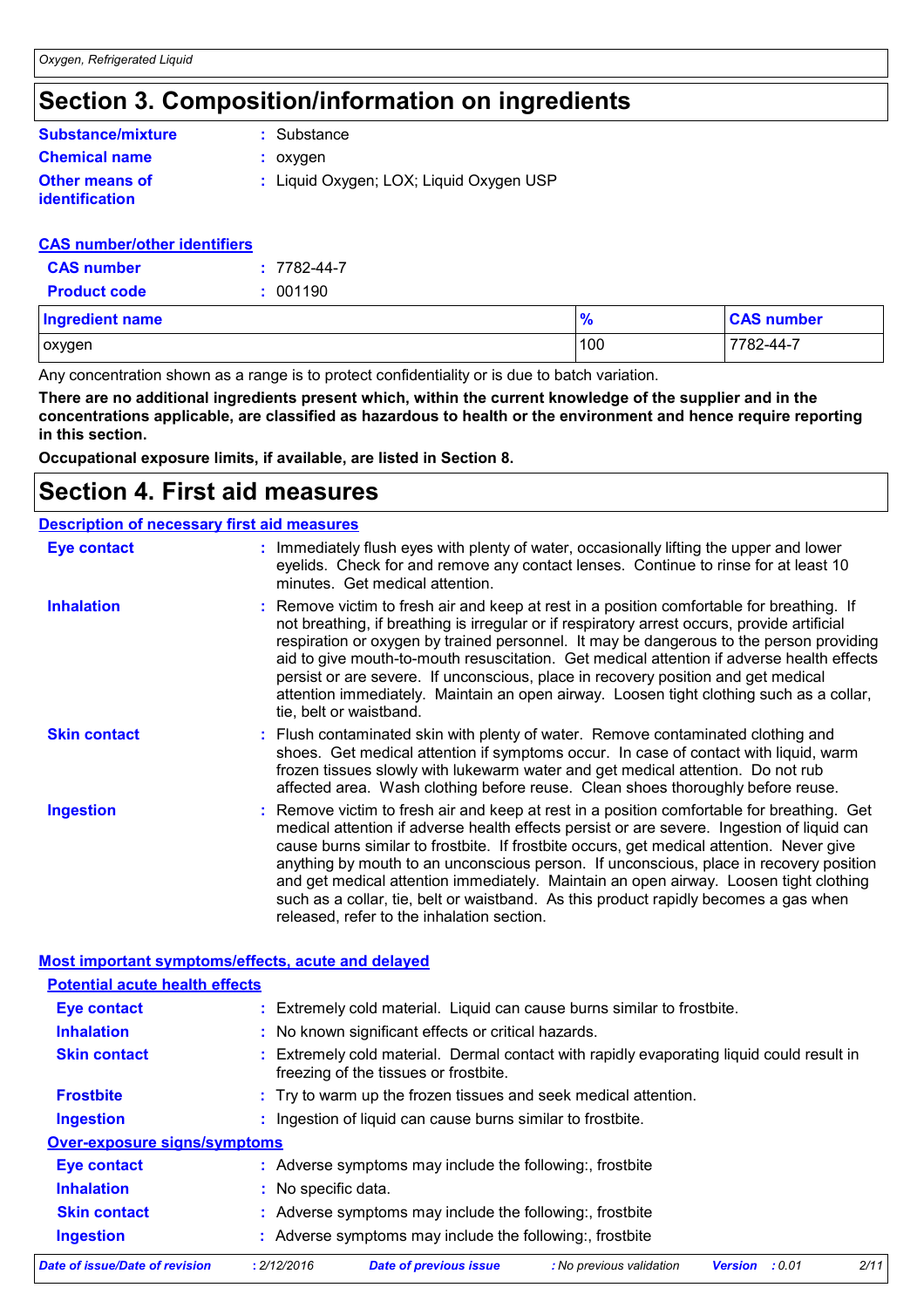# Section 3. Composition/information on ingredients

**Substance/mixture** : Substance

**Chemical name** : oxygen

**Other means of identification** : Liquid Oxygen; LOX; Liquid Oxygen USP

**CAS number/other identifiers**

**CAS number** : 7782-44-7

**Product code** : 001190

| Ingredient name | % | CAS number |
| --- | --- | --- |
| oxygen | 100 | 7782-44-7 |

Any concentration shown as a range is to protect confidentiality or is due to batch variation.

**There are no additional ingredients present which, within the current knowledge of the supplier and in the concentrations applicable, are classified as hazardous to health or the environment and hence require reporting in this section.**

**Occupational exposure limits, if available, are listed in Section 8.**

# Section 4. First aid measures

**Description of necessary first aid measures**

**Eye contact** : Immediately flush eyes with plenty of water, occasionally lifting the upper and lower eyelids. Check for and remove any contact lenses. Continue to rinse for at least 10 minutes. Get medical attention.

**Inhalation** : Remove victim to fresh air and keep at rest in a position comfortable for breathing. If not breathing, if breathing is irregular or if respiratory arrest occurs, provide artificial respiration or oxygen by trained personnel. It may be dangerous to the person providing aid to give mouth-to-mouth resuscitation. Get medical attention if adverse health effects persist or are severe. If unconscious, place in recovery position and get medical attention immediately. Maintain an open airway. Loosen tight clothing such as a collar, tie, belt or waistband.

**Skin contact** : Flush contaminated skin with plenty of water. Remove contaminated clothing and shoes. Get medical attention if symptoms occur. In case of contact with liquid, warm frozen tissues slowly with lukewarm water and get medical attention. Do not rub affected area. Wash clothing before reuse. Clean shoes thoroughly before reuse.

**Ingestion** : Remove victim to fresh air and keep at rest in a position comfortable for breathing. Get medical attention if adverse health effects persist or are severe. Ingestion of liquid can cause burns similar to frostbite. If frostbite occurs, get medical attention. Never give anything by mouth to an unconscious person. If unconscious, place in recovery position and get medical attention immediately. Maintain an open airway. Loosen tight clothing such as a collar, tie, belt or waistband. As this product rapidly becomes a gas when released, refer to the inhalation section.

**Most important symptoms/effects, acute and delayed**

**Potential acute health effects**

**Eye contact** : Extremely cold material. Liquid can cause burns similar to frostbite.

**Inhalation** : No known significant effects or critical hazards.

**Skin contact** : Extremely cold material. Dermal contact with rapidly evaporating liquid could result in freezing of the tissues or frostbite.

**Frostbite** : Try to warm up the frozen tissues and seek medical attention.

**Ingestion** : Ingestion of liquid can cause burns similar to frostbite.

**Over-exposure signs/symptoms**

**Eye contact** : Adverse symptoms may include the following:, frostbite

**Inhalation** : No specific data.

**Skin contact** : Adverse symptoms may include the following:, frostbite

**Ingestion** : Adverse symptoms may include the following:, frostbite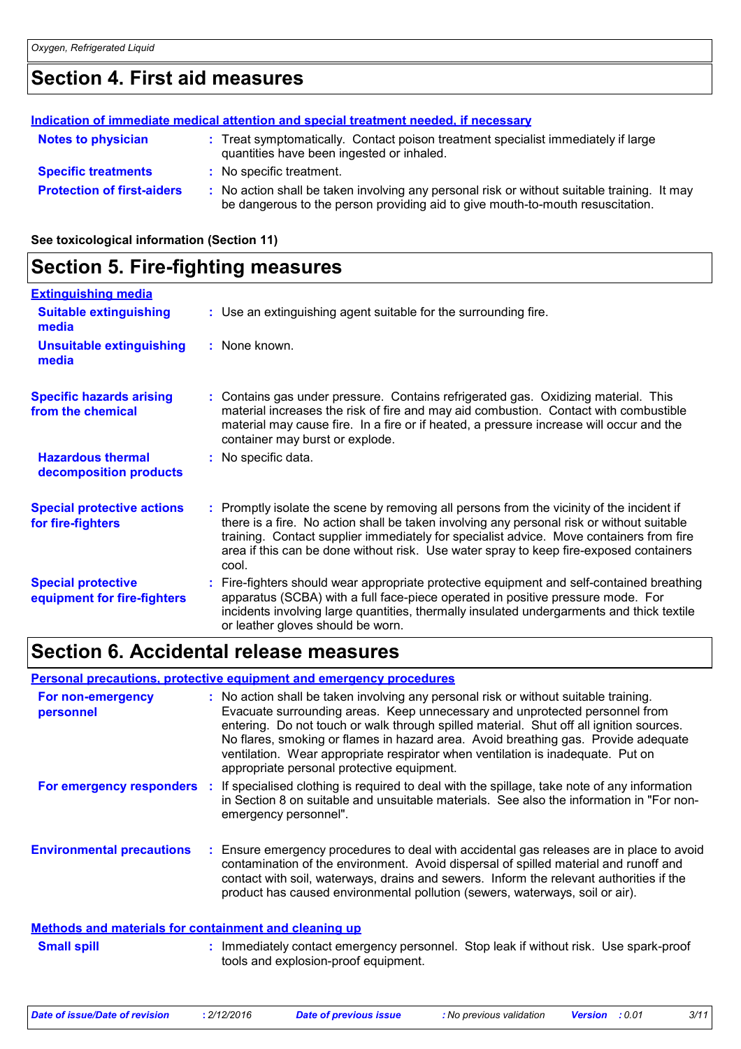## Section 4. First aid measures

**Indication of immediate medical attention and special treatment needed, if necessary**

**Notes to physician** : Treat symptomatically. Contact poison treatment specialist immediately if large quantities have been ingested or inhaled.

**Specific treatments** : No specific treatment.

**Protection of first-aiders** : No action shall be taken involving any personal risk or without suitable training. It may be dangerous to the person providing aid to give mouth-to-mouth resuscitation.

**See toxicological information (Section 11)**

## Section 5. Fire-fighting measures

**Extinguishing media**

**Suitable extinguishing media** : Use an extinguishing agent suitable for the surrounding fire.

**Unsuitable extinguishing media** : None known.

**Specific hazards arising from the chemical** : Contains gas under pressure. Contains refrigerated gas. Oxidizing material. This material increases the risk of fire and may aid combustion. Contact with combustible material may cause fire. In a fire or if heated, a pressure increase will occur and the container may burst or explode.

**Hazardous thermal decomposition products** : No specific data.

**Special protective actions for fire-fighters** : Promptly isolate the scene by removing all persons from the vicinity of the incident if there is a fire. No action shall be taken involving any personal risk or without suitable training. Contact supplier immediately for specialist advice. Move containers from fire area if this can be done without risk. Use water spray to keep fire-exposed containers cool.

**Special protective equipment for fire-fighters** : Fire-fighters should wear appropriate protective equipment and self-contained breathing apparatus (SCBA) with a full face-piece operated in positive pressure mode. For incidents involving large quantities, thermally insulated undergarments and thick textile or leather gloves should be worn.

## Section 6. Accidental release measures

**Personal precautions, protective equipment and emergency procedures**

**For non-emergency personnel** : No action shall be taken involving any personal risk or without suitable training. Evacuate surrounding areas. Keep unnecessary and unprotected personnel from entering. Do not touch or walk through spilled material. Shut off all ignition sources. No flares, smoking or flames in hazard area. Avoid breathing gas. Provide adequate ventilation. Wear appropriate respirator when ventilation is inadequate. Put on appropriate personal protective equipment.

**For emergency responders** : If specialised clothing is required to deal with the spillage, take note of any information in Section 8 on suitable and unsuitable materials. See also the information in "For non-emergency personnel".

**Environmental precautions** : Ensure emergency procedures to deal with accidental gas releases are in place to avoid contamination of the environment. Avoid dispersal of spilled material and runoff and contact with soil, waterways, drains and sewers. Inform the relevant authorities if the product has caused environmental pollution (sewers, waterways, soil or air).

**Methods and materials for containment and cleaning up**

**Small spill** : Immediately contact emergency personnel. Stop leak if without risk. Use spark-proof tools and explosion-proof equipment.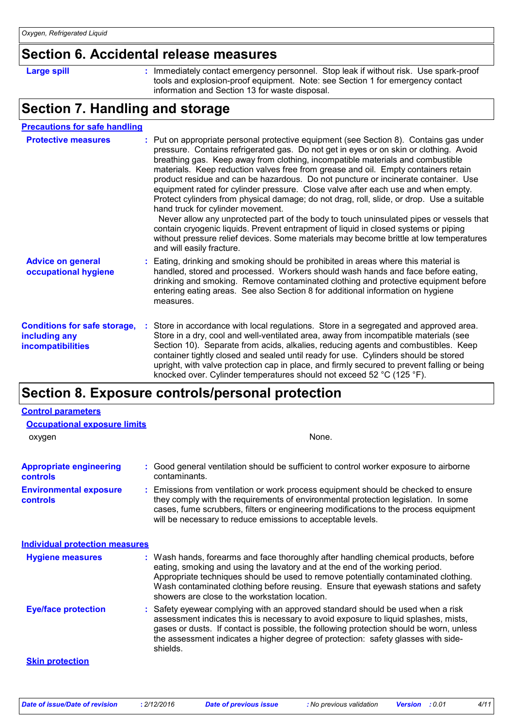## Section 6. Accidental release measures

**Large spill** : Immediately contact emergency personnel. Stop leak if without risk. Use spark-proof tools and explosion-proof equipment. Note: see Section 1 for emergency contact information and Section 13 for waste disposal.

## Section 7. Handling and storage

### Precautions for safe handling

**Protective measures** : Put on appropriate personal protective equipment (see Section 8). Contains gas under pressure. Contains refrigerated gas. Do not get in eyes or on skin or clothing. Avoid breathing gas. Keep away from clothing, incompatible materials and combustible materials. Keep reduction valves free from grease and oil. Empty containers retain product residue and can be hazardous. Do not puncture or incinerate container. Use equipment rated for cylinder pressure. Close valve after each use and when empty. Protect cylinders from physical damage; do not drag, roll, slide, or drop. Use a suitable hand truck for cylinder movement.
Never allow any unprotected part of the body to touch uninsulated pipes or vessels that contain cryogenic liquids. Prevent entrapment of liquid in closed systems or piping without pressure relief devices. Some materials may become brittle at low temperatures and will easily fracture.

**Advice on general occupational hygiene** : Eating, drinking and smoking should be prohibited in areas where this material is handled, stored and processed. Workers should wash hands and face before eating, drinking and smoking. Remove contaminated clothing and protective equipment before entering eating areas. See also Section 8 for additional information on hygiene measures.

**Conditions for safe storage, including any incompatibilities** : Store in accordance with local regulations. Store in a segregated and approved area. Store in a dry, cool and well-ventilated area, away from incompatible materials (see Section 10). Separate from acids, alkalies, reducing agents and combustibles. Keep container tightly closed and sealed until ready for use. Cylinders should be stored upright, with valve protection cap in place, and firmly secured to prevent falling or being knocked over. Cylinder temperatures should not exceed 52 °C (125 °F).

## Section 8. Exposure controls/personal protection

### Control parameters

#### Occupational exposure limits

| | |
|---|---|
| oxygen | None. |

**Appropriate engineering controls** : Good general ventilation should be sufficient to control worker exposure to airborne contaminants.

**Environmental exposure controls** : Emissions from ventilation or work process equipment should be checked to ensure they comply with the requirements of environmental protection legislation. In some cases, fume scrubbers, filters or engineering modifications to the process equipment will be necessary to reduce emissions to acceptable levels.

### Individual protection measures

**Hygiene measures** : Wash hands, forearms and face thoroughly after handling chemical products, before eating, smoking and using the lavatory and at the end of the working period. Appropriate techniques should be used to remove potentially contaminated clothing. Wash contaminated clothing before reusing. Ensure that eyewash stations and safety showers are close to the workstation location.

**Eye/face protection** : Safety eyewear complying with an approved standard should be used when a risk assessment indicates this is necessary to avoid exposure to liquid splashes, mists, gases or dusts. If contact is possible, the following protection should be worn, unless the assessment indicates a higher degree of protection: safety glasses with side-shields.

#### Skin protection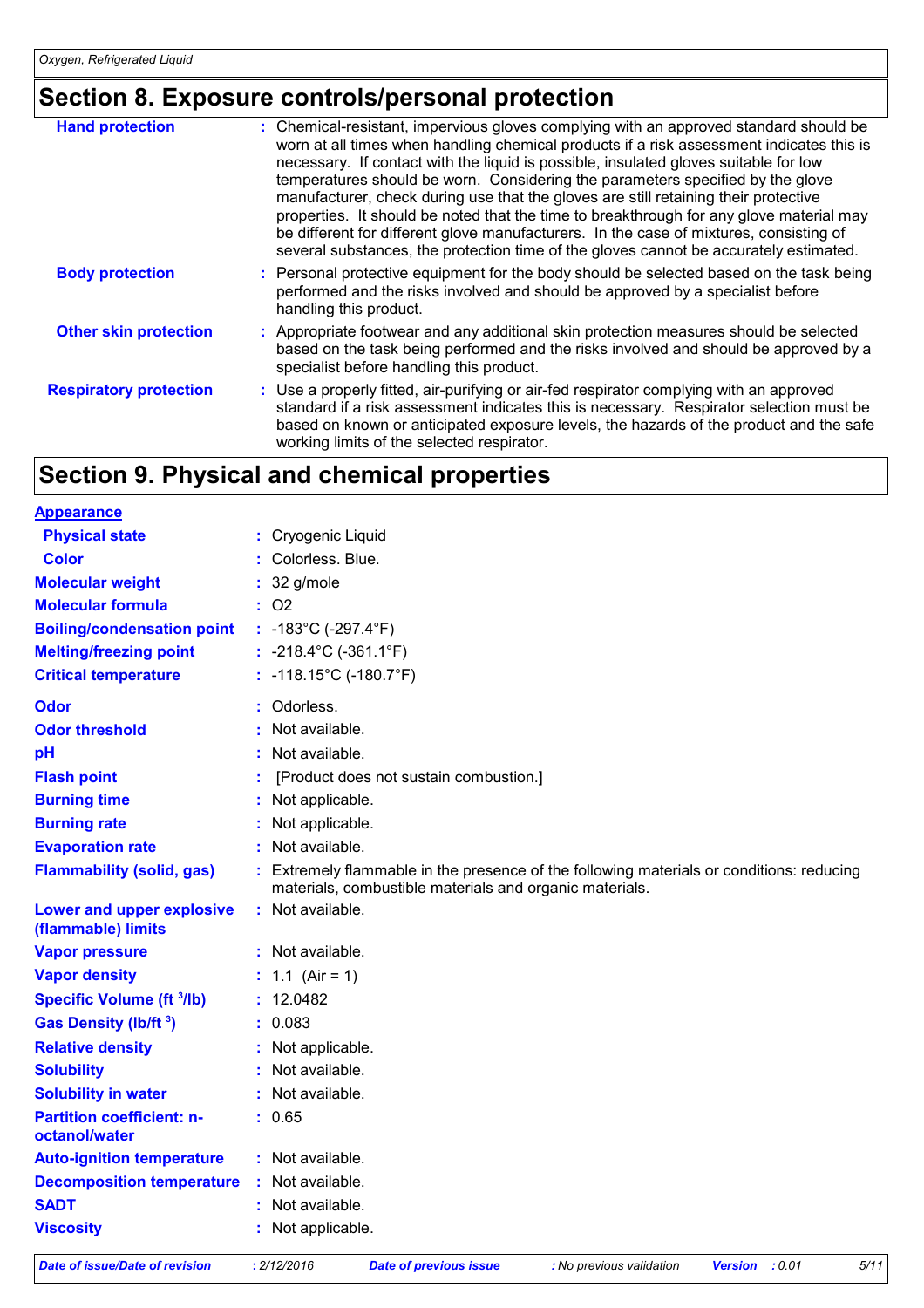## Section 8. Exposure controls/personal protection

| | |
|---|---|
| **Hand protection** | : Chemical-resistant, impervious gloves complying with an approved standard should be worn at all times when handling chemical products if a risk assessment indicates this is necessary. If contact with the liquid is possible, insulated gloves suitable for low temperatures should be worn. Considering the parameters specified by the glove manufacturer, check during use that the gloves are still retaining their protective properties. It should be noted that the time to breakthrough for any glove material may be different for different glove manufacturers. In the case of mixtures, consisting of several substances, the protection time of the gloves cannot be accurately estimated. |
| **Body protection** | : Personal protective equipment for the body should be selected based on the task being performed and the risks involved and should be approved by a specialist before handling this product. |
| **Other skin protection** | : Appropriate footwear and any additional skin protection measures should be selected based on the task being performed and the risks involved and should be approved by a specialist before handling this product. |
| **Respiratory protection** | : Use a properly fitted, air-purifying or air-fed respirator complying with an approved standard if a risk assessment indicates this is necessary. Respirator selection must be based on known or anticipated exposure levels, the hazards of the product and the safe working limits of the selected respirator. |

## Section 9. Physical and chemical properties

**Appearance**

| | |
|---|---|
| **Physical state** | : Cryogenic Liquid |
| **Color** | : Colorless. Blue. |
| **Molecular weight** | : 32 g/mole |
| **Molecular formula** | : $O_2$ |
| **Boiling/condensation point** | : -183°C (-297.4°F) |
| **Melting/freezing point** | : -218.4°C (-361.1°F) |
| **Critical temperature** | : -118.15°C (-180.7°F) |
| **Odor** | : Odorless. |
| **Odor threshold** | : Not available. |
| **pH** | : Not available. |
| **Flash point** | : [Product does not sustain combustion.] |
| **Burning time** | : Not applicable. |
| **Burning rate** | : Not applicable. |
| **Evaporation rate** | : Not available. |
| **Flammability (solid, gas)** | : Extremely flammable in the presence of the following materials or conditions: reducing materials, combustible materials and organic materials. |
| **Lower and upper explosive (flammable) limits** | : Not available. |
| **Vapor pressure** | : Not available. |
| **Vapor density** | : 1.1 (Air = 1) |
| **Specific Volume ($ft^3$/lb)** | : 12.0482 |
| **Gas Density (lb/$ft^3$)** | : 0.083 |
| **Relative density** | : Not applicable. |
| **Solubility** | : Not available. |
| **Solubility in water** | : Not available. |
| **Partition coefficient: n-octanol/water** | : 0.65 |
| **Auto-ignition temperature** | : Not available. |
| **Decomposition temperature** | : Not available. |
| **SADT** | : Not available. |
| **Viscosity** | : Not applicable. |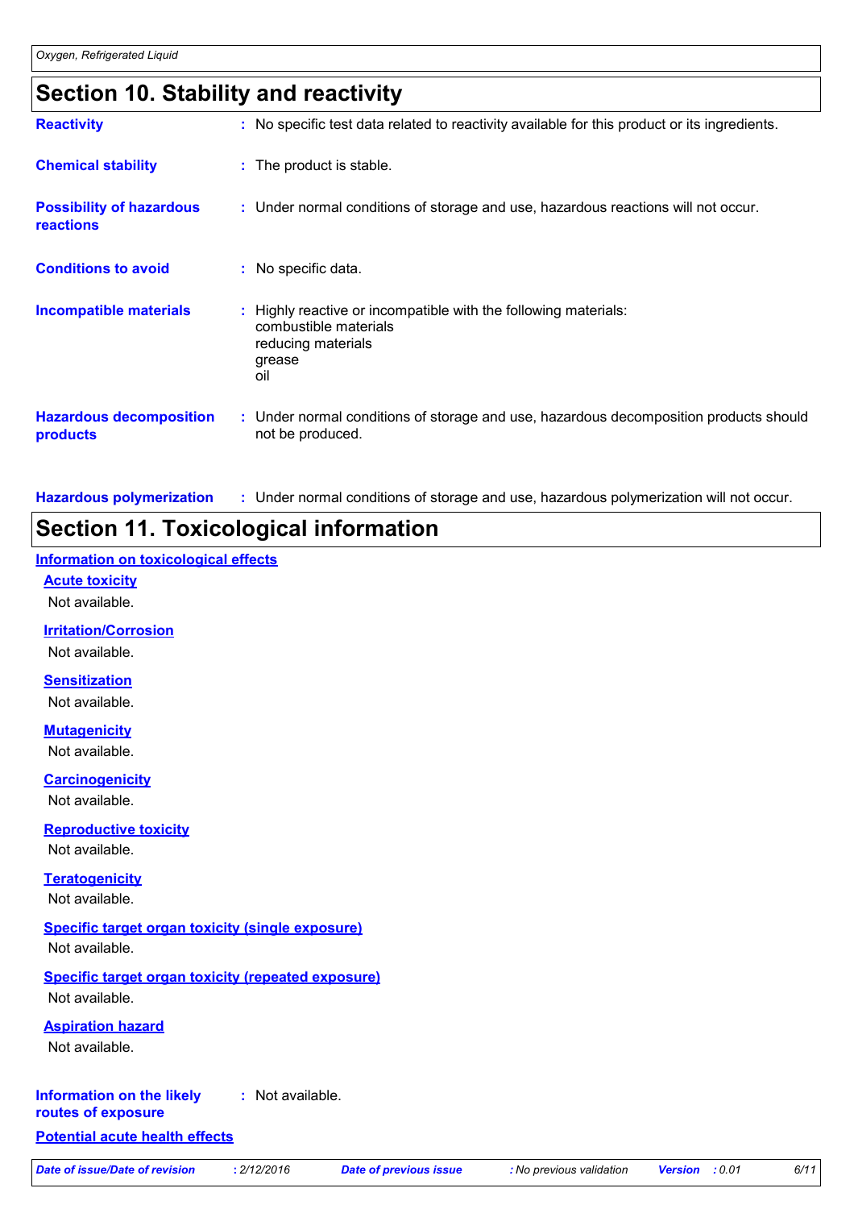## Section 10. Stability and reactivity

| | |
|---|---|
| **Reactivity** | No specific test data related to reactivity available for this product or its ingredients. |
| **Chemical stability** | The product is stable. |
| **Possibility of hazardous reactions** | Under normal conditions of storage and use, hazardous reactions will not occur. |
| **Conditions to avoid** | No specific data. |
| **Incompatible materials** | Highly reactive or incompatible with the following materials:<br>combustible materials<br>reducing materials<br>grease<br>oil |
| **Hazardous decomposition products** | Under normal conditions of storage and use, hazardous decomposition products should not be produced. |
| **Hazardous polymerization** | Under normal conditions of storage and use, hazardous polymerization will not occur. |

## Section 11. Toxicological information

### Information on toxicological effects

**Acute toxicity**

Not available.

**Irritation/Corrosion**

Not available.

**Sensitization**

Not available.

**Mutagenicity**

Not available.

**Carcinogenicity**

Not available.

**Reproductive toxicity**

Not available.

**Teratogenicity**

Not available.

**Specific target organ toxicity (single exposure)**

Not available.

**Specific target organ toxicity (repeated exposure)**

Not available.

**Aspiration hazard**

Not available.

**Information on the likely routes of exposure** : Not available.

### Potential acute health effects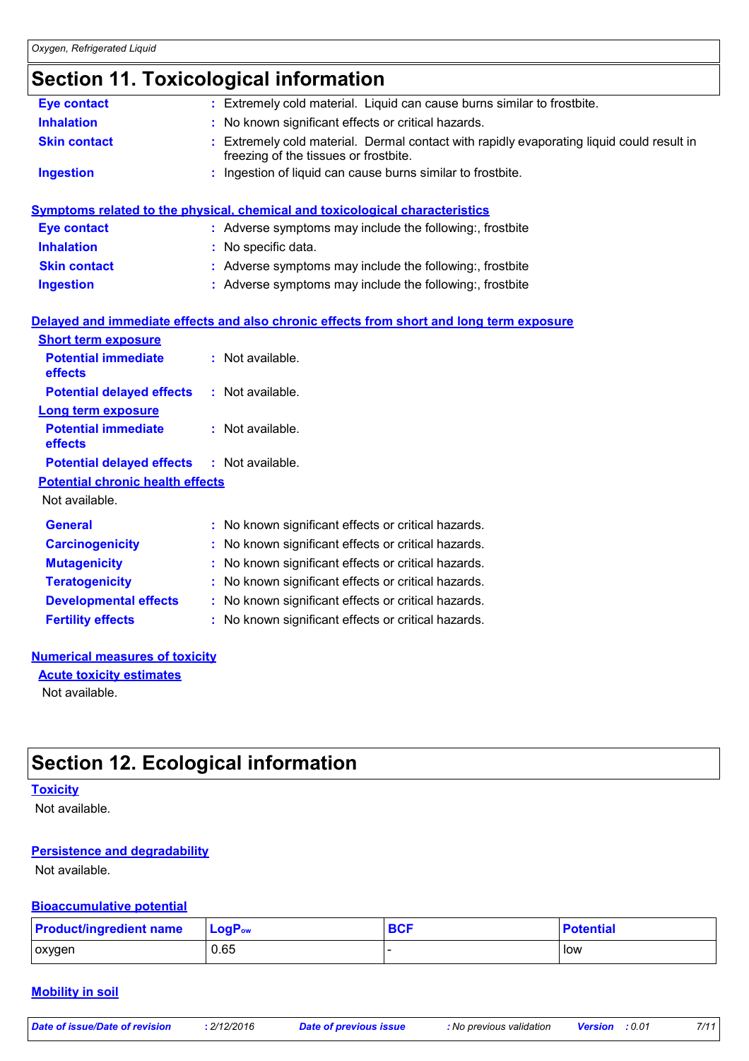# Section 11. Toxicological information

**Eye contact** : Extremely cold material. Liquid can cause burns similar to frostbite.

**Inhalation** : No known significant effects or critical hazards.

**Skin contact** : Extremely cold material. Dermal contact with rapidly evaporating liquid could result in freezing of the tissues or frostbite.

**Ingestion** : Ingestion of liquid can cause burns similar to frostbite.

## Symptoms related to the physical, chemical and toxicological characteristics

**Eye contact** : Adverse symptoms may include the following:, frostbite

**Inhalation** : No specific data.

**Skin contact** : Adverse symptoms may include the following:, frostbite

**Ingestion** : Adverse symptoms may include the following:, frostbite

## Delayed and immediate effects and also chronic effects from short and long term exposure

### Short term exposure

**Potential immediate effects** : Not available.

**Potential delayed effects** : Not available.

### Long term exposure

**Potential immediate effects** : Not available.

**Potential delayed effects** : Not available.

### Potential chronic health effects

Not available.

**General** : No known significant effects or critical hazards.

**Carcinogenicity** : No known significant effects or critical hazards.

**Mutagenicity** : No known significant effects or critical hazards.

**Teratogenicity** : No known significant effects or critical hazards.

**Developmental effects** : No known significant effects or critical hazards.

**Fertility effects** : No known significant effects or critical hazards.

## Numerical measures of toxicity

### Acute toxicity estimates

Not available.

# Section 12. Ecological information

## Toxicity

Not available.

## Persistence and degradability

Not available.

## Bioaccumulative potential

| Product/ingredient name | $LogP_{ow}$ | BCF | Potential |
|---|---|---|---|
| oxygen | 0.65 | - | low |

## Mobility in soil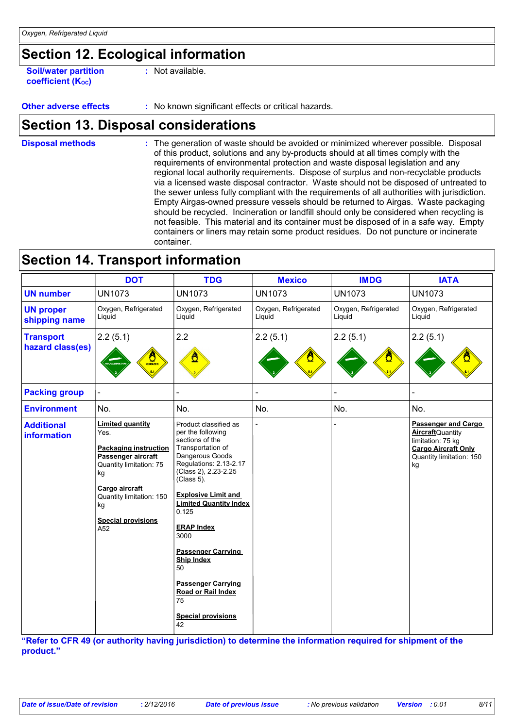## Section 12. Ecological information

**Soil/water partition coefficient ($K_{OC}$)** : Not available.

**Other adverse effects** : No known significant effects or critical hazards.

## Section 13. Disposal considerations

**Disposal methods** : The generation of waste should be avoided or minimized wherever possible. Disposal of this product, solutions and any by-products should at all times comply with the requirements of environmental protection and waste disposal legislation and any regional local authority requirements. Dispose of surplus and non-recyclable products via a licensed waste disposal contractor. Waste should not be disposed of untreated to the sewer unless fully compliant with the requirements of all authorities with jurisdiction. Empty Airgas-owned pressure vessels should be returned to Airgas. Waste packaging should be recycled. Incineration or landfill should only be considered when recycling is not feasible. This material and its container must be disposed of in a safe way. Empty containers or liners may retain some product residues. Do not puncture or incinerate container.

## Section 14. Transport information

| | DOT | TDG | Mexico | IMDG | IATA |
|---|---|---|---|---|---|
| **UN number** | UN1073 | UN1073 | UN1073 | UN1073 | UN1073 |
| **UN proper shipping name** | Oxygen, Refrigerated Liquid | Oxygen, Refrigerated Liquid | Oxygen, Refrigerated Liquid | Oxygen, Refrigerated Liquid | Oxygen, Refrigerated Liquid |
| **Transport hazard class(es)** | 2.2 (5.1) | 2.2 | 2.2 (5.1) | 2.2 (5.1) | 2.2 (5.1) |
| **Packing group** | - | - | - | - | - |
| **Environment** | No. | No. | No. | No. | No. |
| **Additional information** | **Limited quantity** Yes. **Packaging instruction** **Passenger aircraft** Quantity limitation: 75 kg **Cargo aircraft** Quantity limitation: 150 kg **Special provisions** A52 | Product classified as per the following sections of the Transportation of Dangerous Goods Regulations: 2.13-2.17 (Class 2), 2.23-2.25 (Class 5). **Explosive Limit and Limited Quantity Index** 0.125 **ERAP Index** 3000 **Passenger Carrying Ship Index** 50 **Passenger Carrying Road or Rail Index** 75 **Special provisions** 42 | - | - | **Passenger and Cargo Aircraft** Quantity limitation: 75 kg **Cargo Aircraft Only** Quantity limitation: 150 kg |

**"Refer to CFR 49 (or authority having jurisdiction) to determine the information required for shipment of the product."**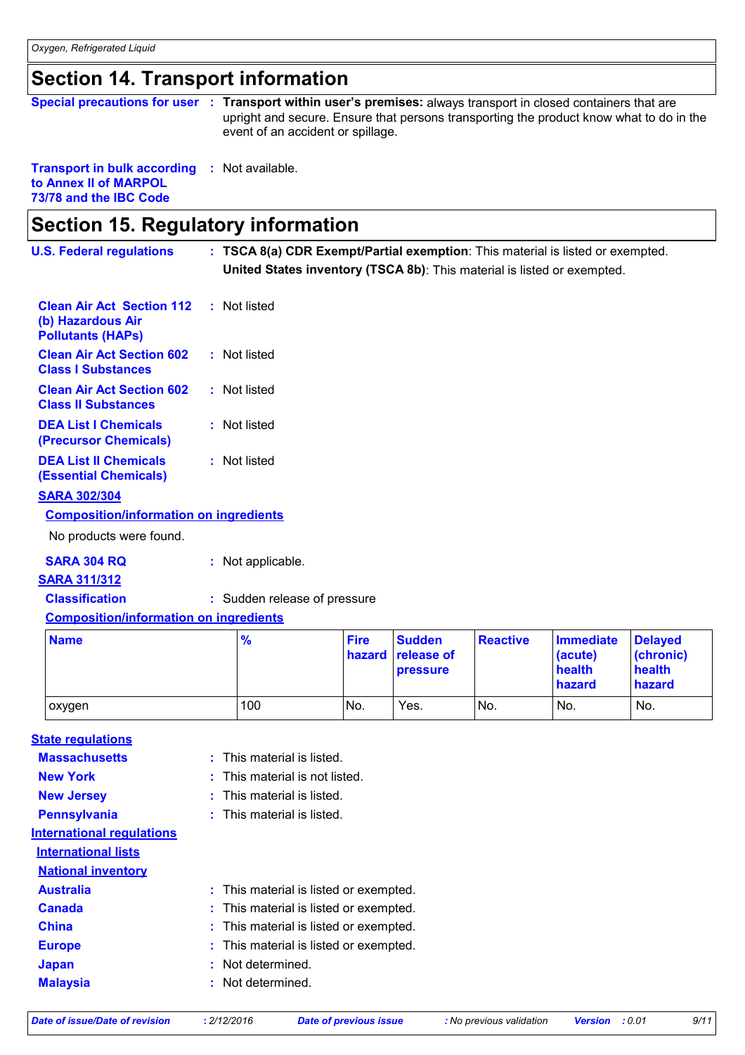## Section 14. Transport information

**Special precautions for user** : **Transport within user's premises:** always transport in closed containers that are upright and secure. Ensure that persons transporting the product know what to do in the event of an accident or spillage.

**Transport in bulk according to Annex II of MARPOL 73/78 and the IBC Code** : Not available.

## Section 15. Regulatory information

**U.S. Federal regulations** : **TSCA 8(a) CDR Exempt/Partial exemption**: This material is listed or exempted.

**United States inventory (TSCA 8b)**: This material is listed or exempted.

**Clean Air Act Section 112 (b) Hazardous Air Pollutants (HAPs)** : Not listed

**Clean Air Act Section 602 Class I Substances** : Not listed

**Clean Air Act Section 602 Class II Substances** : Not listed

**DEA List I Chemicals (Precursor Chemicals)** : Not listed

**DEA List II Chemicals (Essential Chemicals)** : Not listed

**SARA 302/304**

**Composition/information on ingredients**

No products were found.

**SARA 304 RQ** : Not applicable.

**SARA 311/312**

**Classification** : Sudden release of pressure

**Composition/information on ingredients**

| Name | % | Fire hazard | Sudden release of pressure | Reactive | Immediate (acute) health hazard | Delayed (chronic) health hazard |
|---|---|---|---|---|---|---|
| oxygen | 100 | No. | Yes. | No. | No. | No. |

**State regulations**

**Massachusetts** : This material is listed.

**New York** : This material is not listed.

**New Jersey** : This material is listed.

**Pennsylvania** : This material is listed.

**International regulations**

**International lists**

**National inventory**

**Australia** : This material is listed or exempted.

**Canada** : This material is listed or exempted.

**China** : This material is listed or exempted.

**Europe** : This material is listed or exempted.

**Japan** : Not determined.

**Malaysia** : Not determined.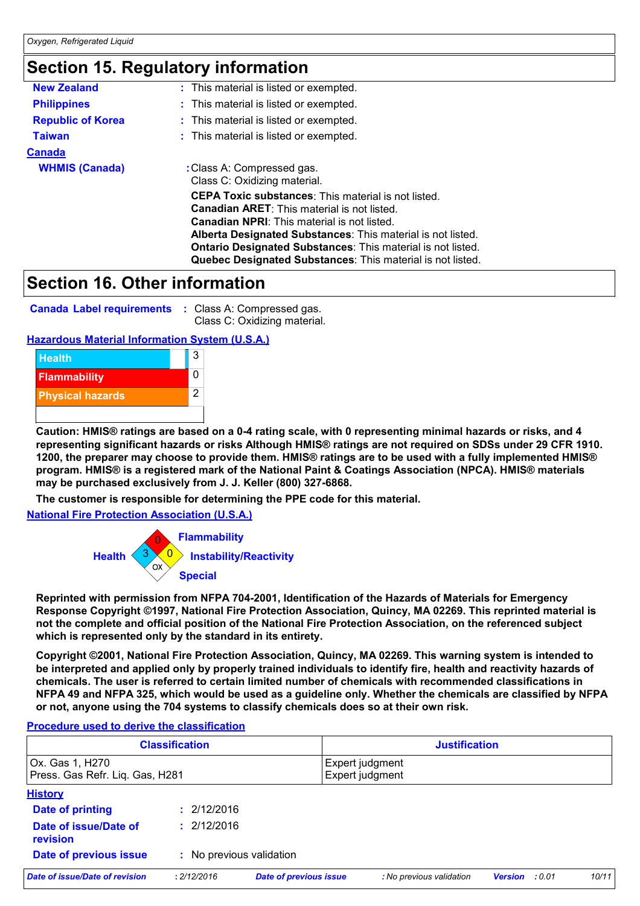## Section 15. Regulatory information

**New Zealand** : This material is listed or exempted.

**Philippines** : This material is listed or exempted.

**Republic of Korea** : This material is listed or exempted.

**Taiwan** : This material is listed or exempted.

**Canada**

**WHMIS (Canada)** : Class A: Compressed gas.
Class C: Oxidizing material.

**CEPA Toxic substances**: This material is not listed.
**Canadian ARET**: This material is not listed.
**Canadian NPRI**: This material is not listed.
**Alberta Designated Substances**: This material is not listed.
**Ontario Designated Substances**: This material is not listed.
**Quebec Designated Substances**: This material is not listed.

## Section 16. Other information

**Canada Label requirements** : Class A: Compressed gas.
Class C: Oxidizing material.

**Hazardous Material Information System (U.S.A.)**

| | |
|---|---|
| Health | 3 |
| Flammability | 0 |
| Physical hazards | 2 |

**Caution: HMIS® ratings are based on a 0-4 rating scale, with 0 representing minimal hazards or risks, and 4 representing significant hazards or risks Although HMIS® ratings are not required on SDSs under 29 CFR 1910. 1200, the preparer may choose to provide them. HMIS® ratings are to be used with a fully implemented HMIS® program. HMIS® is a registered mark of the National Paint & Coatings Association (NPCA). HMIS® materials may be purchased exclusively from J. J. Keller (800) 327-6868.**

**The customer is responsible for determining the PPE code for this material.**

**National Fire Protection Association (U.S.A.)**

Health: 3
Flammability: 0
Instability/Reactivity: 0
Special: OX

**Reprinted with permission from NFPA 704-2001, Identification of the Hazards of Materials for Emergency Response Copyright ©1997, National Fire Protection Association, Quincy, MA 02269. This reprinted material is not the complete and official position of the National Fire Protection Association, on the referenced subject which is represented only by the standard in its entirety.**

**Copyright ©2001, National Fire Protection Association, Quincy, MA 02269. This warning system is intended to be interpreted and applied only by properly trained individuals to identify fire, health and reactivity hazards of chemicals. The user is referred to certain limited number of chemicals with recommended classifications in NFPA 49 and NFPA 325, which would be used as a guideline only. Whether the chemicals are classified by NFPA or not, anyone using the 704 systems to classify chemicals does so at their own risk.**

**Procedure used to derive the classification**

| Classification | Justification |
|---|---|
| Ox. Gas 1, H270<br>Press. Gas Refr. Liq. Gas, H281 | Expert judgment<br>Expert judgment |

**History**

**Date of printing** : 2/12/2016

**Date of issue/Date of revision** : 2/12/2016

**Date of previous issue** : No previous validation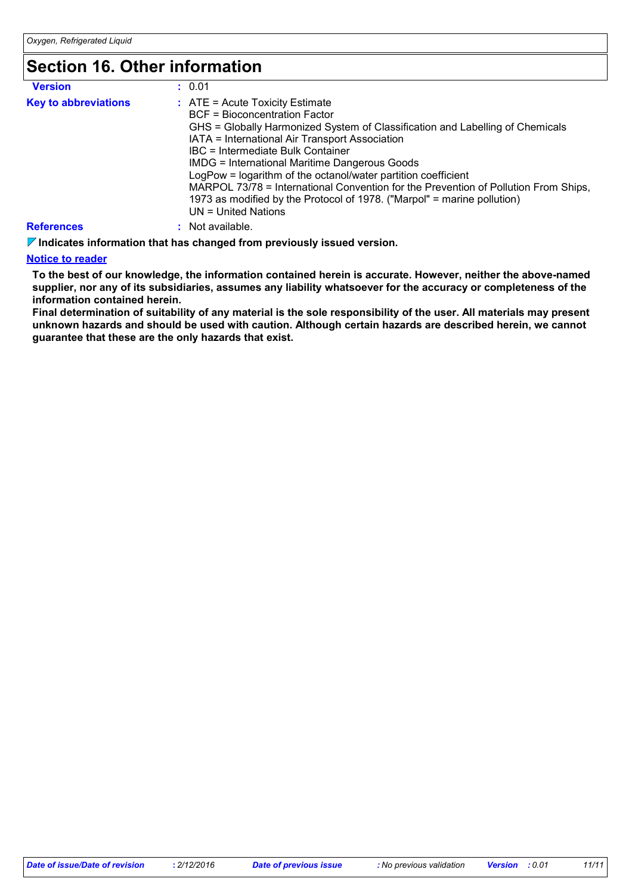# Section 16. Other information

**Version** : 0.01

**Key to abbreviations** : ATE = Acute Toxicity Estimate
BCF = Bioconcentration Factor
GHS = Globally Harmonized System of Classification and Labelling of Chemicals
IATA = International Air Transport Association
IBC = Intermediate Bulk Container
IMDG = International Maritime Dangerous Goods
LogPow = logarithm of the octanol/water partition coefficient
MARPOL 73/78 = International Convention for the Prevention of Pollution From Ships, 1973 as modified by the Protocol of 1978. ("Marpol" = marine pollution)
UN = United Nations

**References** : Not available.

**Indicates information that has changed from previously issued version.**

**Notice to reader**

**To the best of our knowledge, the information contained herein is accurate. However, neither the above-named supplier, nor any of its subsidiaries, assumes any liability whatsoever for the accuracy or completeness of the information contained herein.**

**Final determination of suitability of any material is the sole responsibility of the user. All materials may present unknown hazards and should be used with caution. Although certain hazards are described herein, we cannot guarantee that these are the only hazards that exist.**